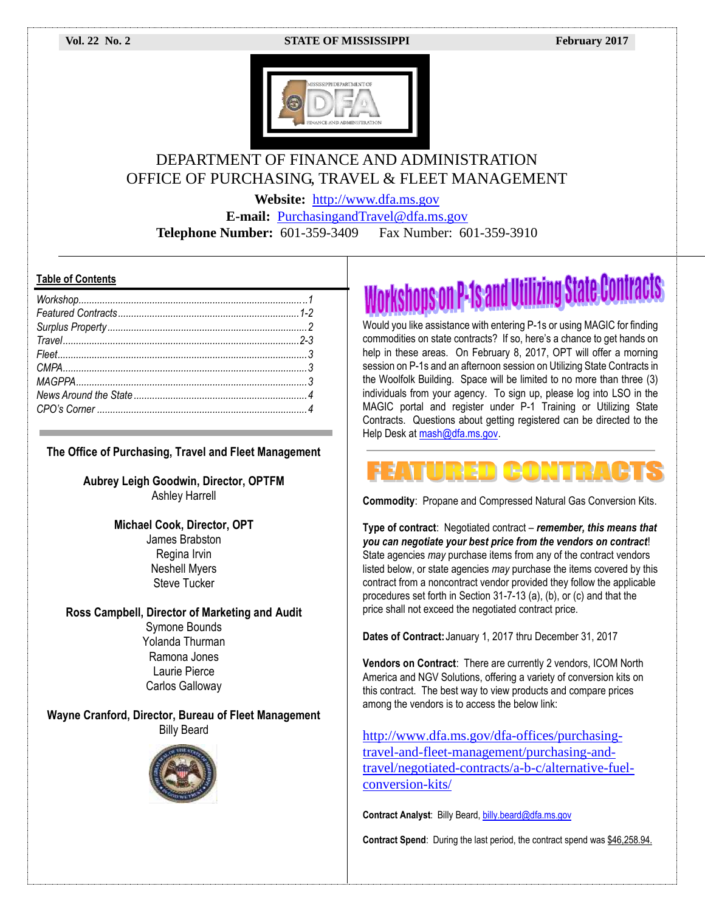Vol. 22 No. 2 STATE OF MISSISSIPPI February 2017

# DEPARTMENT OF FINANCE AND ADMINISTRATION
# OFFICE OF PURCHASING, TRAVEL & FLEET MANAGEMENT

**Website:** http://www.dfa.ms.gov
**E-mail:** PurchasingandTravel@dfa.ms.gov
**Telephone Number:** 601-359-3409 Fax Number: 601-359-3910

## Table of Contents

*Workshop*....1
*Featured Contracts*....1-2
*Surplus Property*....2
*Travel*....2-3
*Fleet*....3
*CMPA*....3
*MAGPPA*....3
*News Around the State*....4
*CPO's Corner*....4

**The Office of Purchasing, Travel and Fleet Management**

**Aubrey Leigh Goodwin, Director, OPTFM**
Ashley Harrell

**Michael Cook, Director, OPT**
James Brabston
Regina Irvin
Neshell Myers
Steve Tucker

**Ross Campbell, Director of Marketing and Audit**
Symone Bounds
Yolanda Thurman
Ramona Jones
Laurie Pierce
Carlos Galloway

**Wayne Cranford, Director, Bureau of Fleet Management**
Billy Beard

## Workshops on P-1s and Utilizing State Contracts

Would you like assistance with entering P-1s or using MAGIC for finding commodities on state contracts? If so, here's a chance to get hands on help in these areas. On February 8, 2017, OPT will offer a morning session on P-1s and an afternoon session on Utilizing State Contracts in the Woolfolk Building. Space will be limited to no more than three (3) individuals from your agency. To sign up, please log into LSO in the MAGIC portal and register under P-1 Training or Utilizing State Contracts. Questions about getting registered can be directed to the Help Desk at mash@dfa.ms.gov.

## FEATURED CONTRACTS

**Commodity**: Propane and Compressed Natural Gas Conversion Kits.

**Type of contract**: Negotiated contract – ***remember, this means that you can negotiate your best price from the vendors on contract***! State agencies *may* purchase items from any of the contract vendors listed below, or state agencies *may* purchase the items covered by this contract from a noncontract vendor provided they follow the applicable procedures set forth in Section 31-7-13 (a), (b), or (c) and that the price shall not exceed the negotiated contract price.

**Dates of Contract:** January 1, 2017 thru December 31, 2017

**Vendors on Contract**: There are currently 2 vendors, ICOM North America and NGV Solutions, offering a variety of conversion kits on this contract. The best way to view products and compare prices among the vendors is to access the below link:

http://www.dfa.ms.gov/dfa-offices/purchasing-travel-and-fleet-management/purchasing-and-travel/negotiated-contracts/a-b-c/alternative-fuel-conversion-kits/

**Contract Analyst**: Billy Beard, billy.beard@dfa.ms.gov

**Contract Spend**: During the last period, the contract spend was $46,258.94.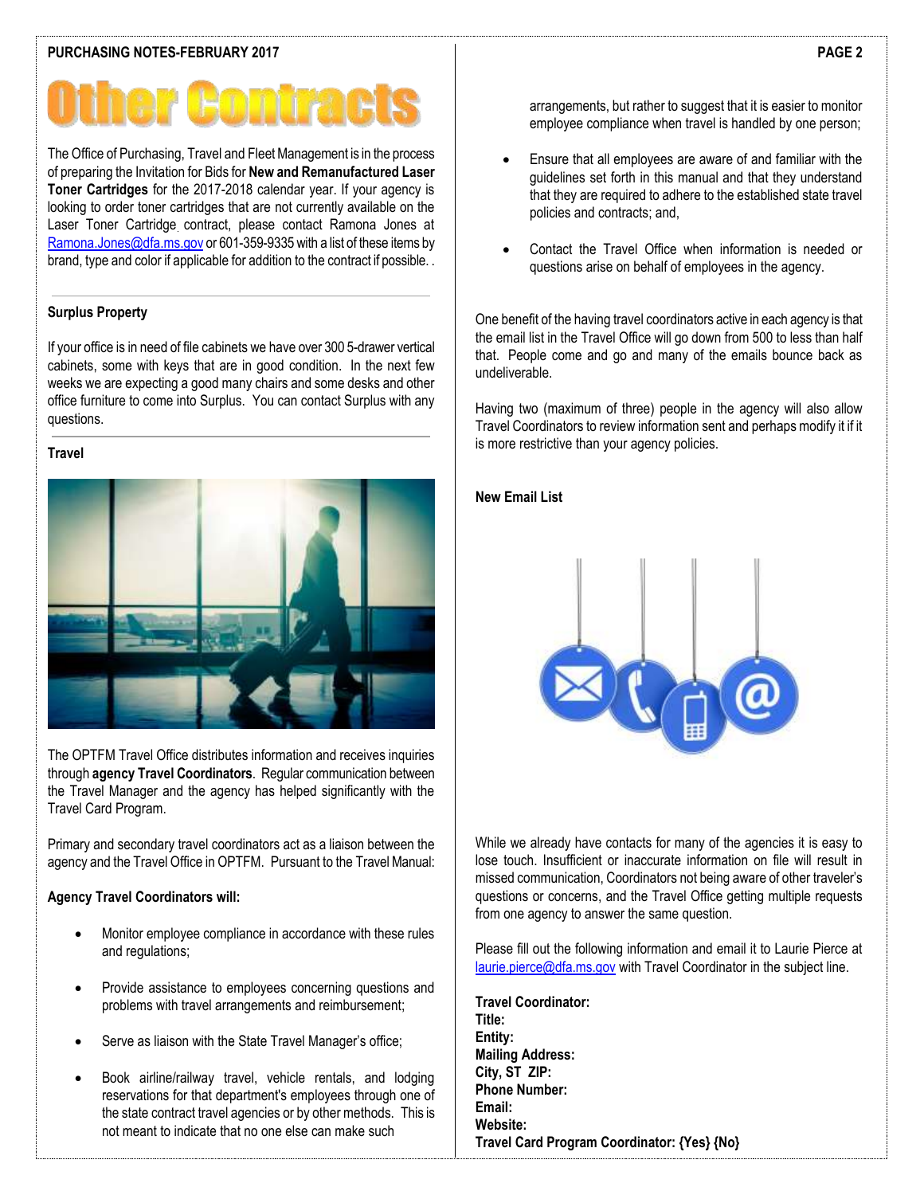# Other Contracts

The Office of Purchasing, Travel and Fleet Management is in the process of preparing the Invitation for Bids for **New and Remanufactured Laser Toner Cartridges** for the 2017-2018 calendar year. If your agency is looking to order toner cartridges that are not currently available on the Laser Toner Cartridge contract, please contact Ramona Jones at Ramona.Jones@dfa.ms.gov or 601-359-9335 with a list of these items by brand, type and color if applicable for addition to the contract if possible. .

## Surplus Property

If your office is in need of file cabinets we have over 300 5-drawer vertical cabinets, some with keys that are in good condition. In the next few weeks we are expecting a good many chairs and some desks and other office furniture to come into Surplus. You can contact Surplus with any questions.

## Travel

The OPTFM Travel Office distributes information and receives inquiries through **agency Travel Coordinators**. Regular communication between the Travel Manager and the agency has helped significantly with the Travel Card Program.

Primary and secondary travel coordinators act as a liaison between the agency and the Travel Office in OPTFM. Pursuant to the Travel Manual:

**Agency Travel Coordinators will:**

- Monitor employee compliance in accordance with these rules and regulations;
- Provide assistance to employees concerning questions and problems with travel arrangements and reimbursement;
- Serve as liaison with the State Travel Manager's office;
- Book airline/railway travel, vehicle rentals, and lodging reservations for that department's employees through one of the state contract travel agencies or by other methods. This is not meant to indicate that no one else can make such arrangements, but rather to suggest that it is easier to monitor employee compliance when travel is handled by one person;
- Ensure that all employees are aware of and familiar with the guidelines set forth in this manual and that they understand that they are required to adhere to the established state travel policies and contracts; and,
- Contact the Travel Office when information is needed or questions arise on behalf of employees in the agency.

One benefit of the having travel coordinators active in each agency is that the email list in the Travel Office will go down from 500 to less than half that. People come and go and many of the emails bounce back as undeliverable.

Having two (maximum of three) people in the agency will also allow Travel Coordinators to review information sent and perhaps modify it if it is more restrictive than your agency policies.

## New Email List

While we already have contacts for many of the agencies it is easy to lose touch. Insufficient or inaccurate information on file will result in missed communication, Coordinators not being aware of other traveler's questions or concerns, and the Travel Office getting multiple requests from one agency to answer the same question.

Please fill out the following information and email it to Laurie Pierce at laurie.pierce@dfa.ms.gov with Travel Coordinator in the subject line.

**Travel Coordinator:**
**Title:**
**Entity:**
**Mailing Address:**
**City, ST ZIP:**
**Phone Number:**
**Email:**
**Website:**
**Travel Card Program Coordinator: {Yes} {No}**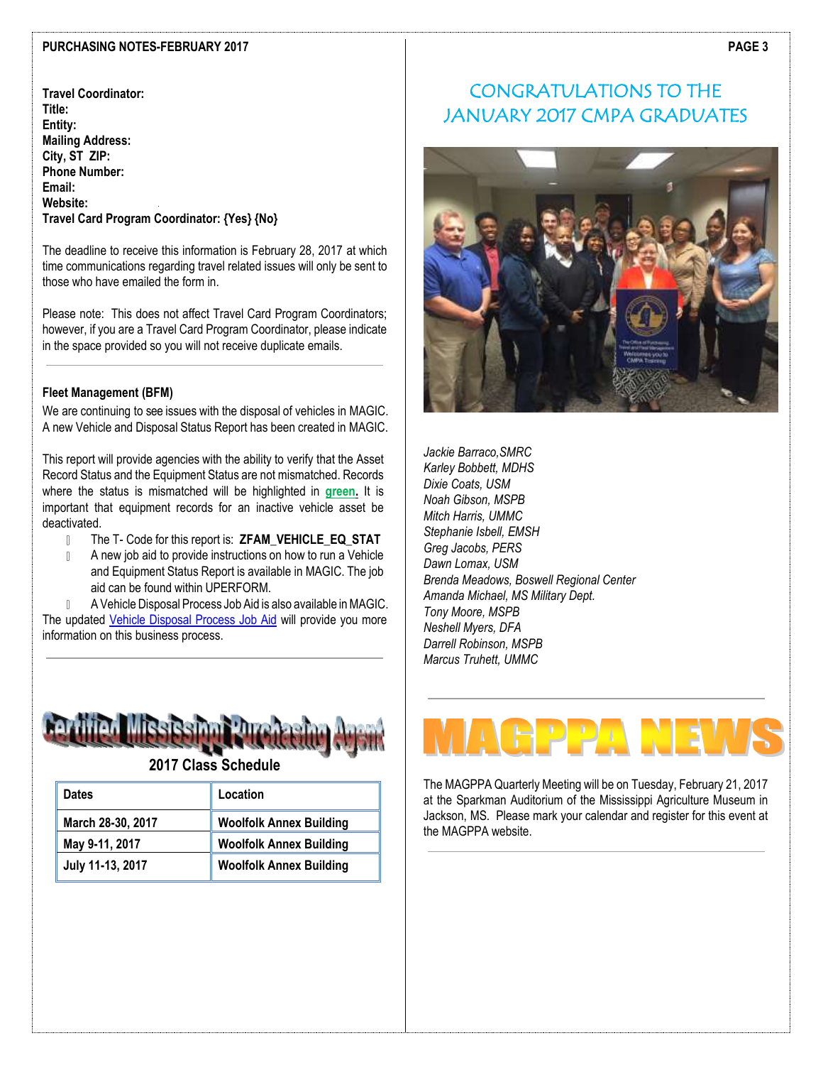**Travel Coordinator:**
**Title:**
**Entity:**
**Mailing Address:**
**City, ST ZIP:**
**Phone Number:**
**Email:**
**Website:**
**Travel Card Program Coordinator: {Yes} {No}**

The deadline to receive this information is February 28, 2017 at which time communications regarding travel related issues will only be sent to those who have emailed the form in.

Please note: This does not affect Travel Card Program Coordinators; however, if you are a Travel Card Program Coordinator, please indicate in the space provided so you will not receive duplicate emails.

---

### Fleet Management (BFM)

We are continuing to see issues with the disposal of vehicles in MAGIC. A new Vehicle and Disposal Status Report has been created in MAGIC.

This report will provide agencies with the ability to verify that the Asset Record Status and the Equipment Status are not mismatched. Records where the status is mismatched will be highlighted in **green**. It is important that equipment records for an inactive vehicle asset be deactivated.

- The T- Code for this report is: **ZFAM_VEHICLE_EQ_STAT**
- A new job aid to provide instructions on how to run a Vehicle and Equipment Status Report is available in MAGIC. The job aid can be found within UPERFORM.
- A Vehicle Disposal Process Job Aid is also available in MAGIC.

The updated Vehicle Disposal Process Job Aid will provide you more information on this business process.

---

## Certified Mississippi Purchasing Agent

### 2017 Class Schedule

| Dates | Location |
| --- | --- |
| March 28-30, 2017 | Woolfolk Annex Building |
| May 9-11, 2017 | Woolfolk Annex Building |
| July 11-13, 2017 | Woolfolk Annex Building |

## CONGRATULATIONS TO THE JANUARY 2017 CMPA GRADUATES

*Jackie Barraco,SMRC*
*Karley Bobbett, MDHS*
*Dixie Coats, USM*
*Noah Gibson, MSPB*
*Mitch Harris, UMMC*
*Stephanie Isbell, EMSH*
*Greg Jacobs, PERS*
*Dawn Lomax, USM*
*Brenda Meadows, Boswell Regional Center*
*Amanda Michael, MS Military Dept.*
*Tony Moore, MSPB*
*Neshell Myers, DFA*
*Darrell Robinson, MSPB*
*Marcus Truhett, UMMC*

---

## MAGPPA NEWS

The MAGPPA Quarterly Meeting will be on Tuesday, February 21, 2017 at the Sparkman Auditorium of the Mississippi Agriculture Museum in Jackson, MS. Please mark your calendar and register for this event at the MAGPPA website.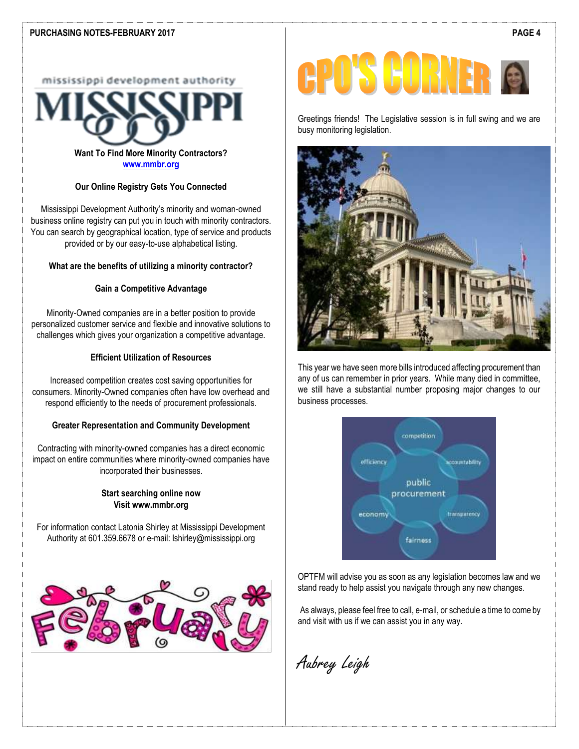mississippi development authority

MISSISSIPPI

**Want To Find More Minority Contractors?**
**www.mmbr.org**

**Our Online Registry Gets You Connected**

Mississippi Development Authority's minority and woman-owned business online registry can put you in touch with minority contractors. You can search by geographical location, type of service and products provided or by our easy-to-use alphabetical listing.

**What are the benefits of utilizing a minority contractor?**

**Gain a Competitive Advantage**

Minority-Owned companies are in a better position to provide personalized customer service and flexible and innovative solutions to challenges which gives your organization a competitive advantage.

**Efficient Utilization of Resources**

Increased competition creates cost saving opportunities for consumers. Minority-Owned companies often have low overhead and respond efficiently to the needs of procurement professionals.

**Greater Representation and Community Development**

Contracting with minority-owned companies has a direct economic impact on entire communities where minority-owned companies have incorporated their businesses.

**Start searching online now**
**Visit www.mmbr.org**

For information contact Latonia Shirley at Mississippi Development Authority at 601.359.6678 or e-mail: lshirley@mississippi.org

February

# CPO'S CORNER

Greetings friends! The Legislative session is in full swing and we are busy monitoring legislation.

This year we have seen more bills introduced affecting procurement than any of us can remember in prior years. While many died in committee, we still have a substantial number proposing major changes to our business processes.

competition
efficiency
accountability
public procurement
economy
transparency
fairness

OPTFM will advise you as soon as any legislation becomes law and we stand ready to help assist you navigate through any new changes.

As always, please feel free to call, e-mail, or schedule a time to come by and visit with us if we can assist you in any way.

*Aubrey Leigh*